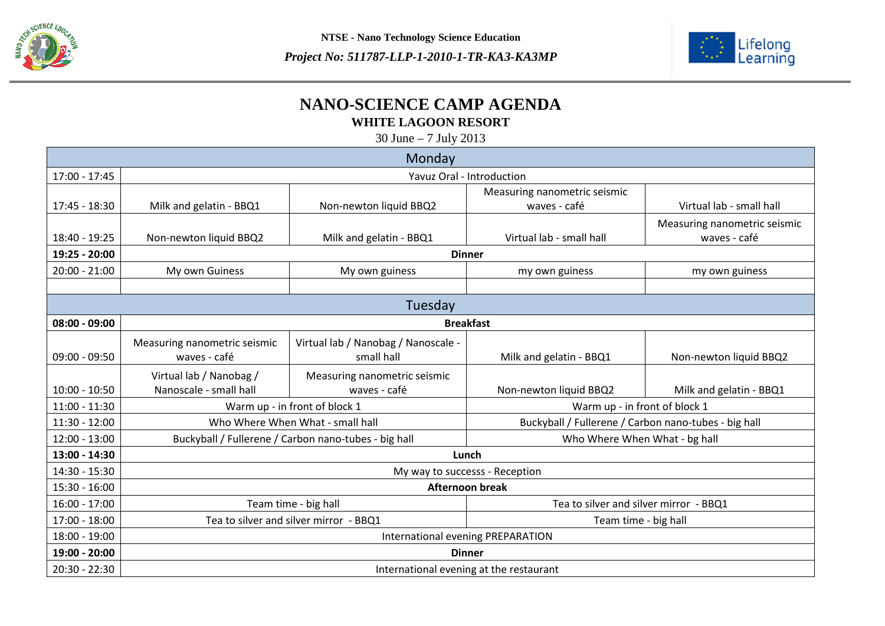NTSE - Nano Technology Science Education

*Project No: 511787-LLP-1-2010-1-TR-KA3-KA3MP*

# NANO-SCIENCE CAMP AGENDA

## WHITE LAGOON RESORT

30 June – 7 July 2013

| Monday | | | | |
|---|---|---|---|---|
| 17:00 - 17:45 | Yavuz Oral - Introduction | | | |
| 17:45 - 18:30 | Milk and gelatin - BBQ1 | Non-newton liquid BBQ2 | Measuring nanometric seismic waves - café | Virtual lab - small hall |
| 18:40 - 19:25 | Non-newton liquid BBQ2 | Milk and gelatin - BBQ1 | Virtual lab - small hall | Measuring nanometric seismic waves - café |
| **19:25 - 20:00** | **Dinner** | | | |
| 20:00 - 21:00 | My own Guiness | My own guiness | my own guiness | my own guiness |
| | | | | |
| **Tuesday** | | | | |
| **08:00 - 09:00** | **Breakfast** | | | |
| 09:00 - 09:50 | Measuring nanometric seismic waves - café | Virtual lab / Nanobag / Nanoscale - small hall | Milk and gelatin - BBQ1 | Non-newton liquid BBQ2 |
| 10:00 - 10:50 | Virtual lab / Nanobag / Nanoscale - small hall | Measuring nanometric seismic waves - café | Non-newton liquid BBQ2 | Milk and gelatin - BBQ1 |
| 11:00 - 11:30 | Warm up - in front of block 1 | | Warm up - in front of block 1 | |
| 11:30 - 12:00 | Who Where When What - small hall | | Buckyball / Fullerene / Carbon nano-tubes - big hall | |
| 12:00 - 13:00 | Buckyball / Fullerene / Carbon nano-tubes - big hall | | Who Where When What - bg hall | |
| **13:00 - 14:30** | **Lunch** | | | |
| 14:30 - 15:30 | My way to successs - Reception | | | |
| 15:30 - 16:00 | **Afternoon break** | | | |
| 16:00 - 17:00 | Team time - big hall | | Tea to silver and silver mirror - BBQ1 | |
| 17:00 - 18:00 | Tea to silver and silver mirror - BBQ1 | | Team time - big hall | |
| 18:00 - 19:00 | International evening PREPARATION | | | |
| **19:00 - 20:00** | **Dinner** | | | |
| 20:30 - 22:30 | International evening at the restaurant | | | |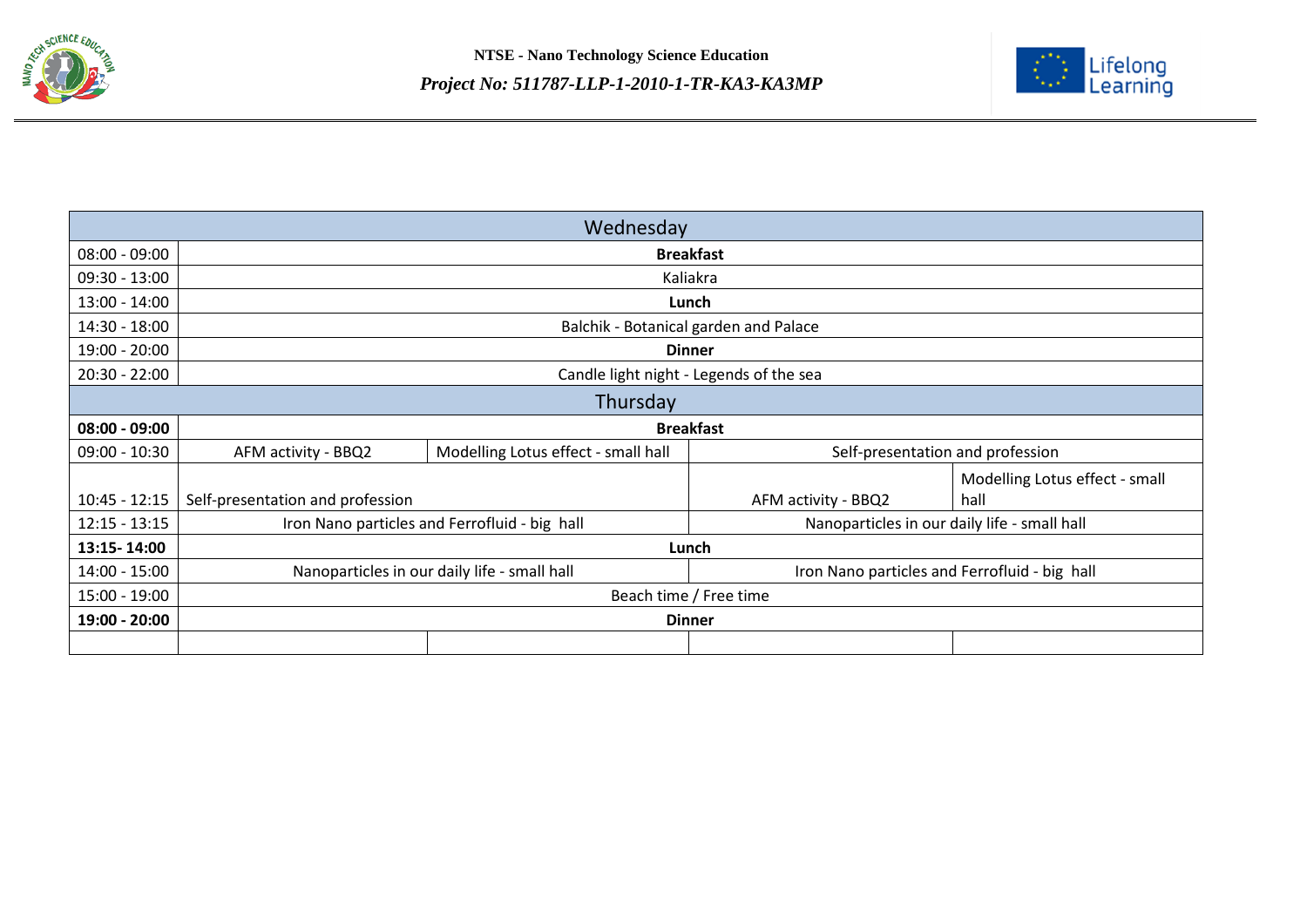| Wednesday | | | | |
|---|---|---|---|---|
| 08:00 - 09:00 | **Breakfast** | | | |
| 09:30 - 13:00 | Kaliakra | | | |
| 13:00 - 14:00 | **Lunch** | | | |
| 14:30 - 18:00 | Balchik - Botanical garden and Palace | | | |
| 19:00 - 20:00 | **Dinner** | | | |
| 20:30 - 22:00 | Candle light night - Legends of the sea | | | |
| **Thursday** | | | | |
| **08:00 - 09:00** | **Breakfast** | | | |
| 09:00 - 10:30 | AFM activity - BBQ2 | Modelling Lotus effect - small hall | Self-presentation and profession | |
| 10:45 - 12:15 | Self-presentation and profession | | AFM activity - BBQ2 | Modelling Lotus effect - small hall |
| 12:15 - 13:15 | Iron Nano particles and Ferrofluid - big hall | | Nanoparticles in our daily life - small hall | |
| **13:15- 14:00** | **Lunch** | | | |
| 14:00 - 15:00 | Nanoparticles in our daily life - small hall | | Iron Nano particles and Ferrofluid - big hall | |
| 15:00 - 19:00 | Beach time / Free time | | | |
| **19:00 - 20:00** | **Dinner** | | | |
| | | | | |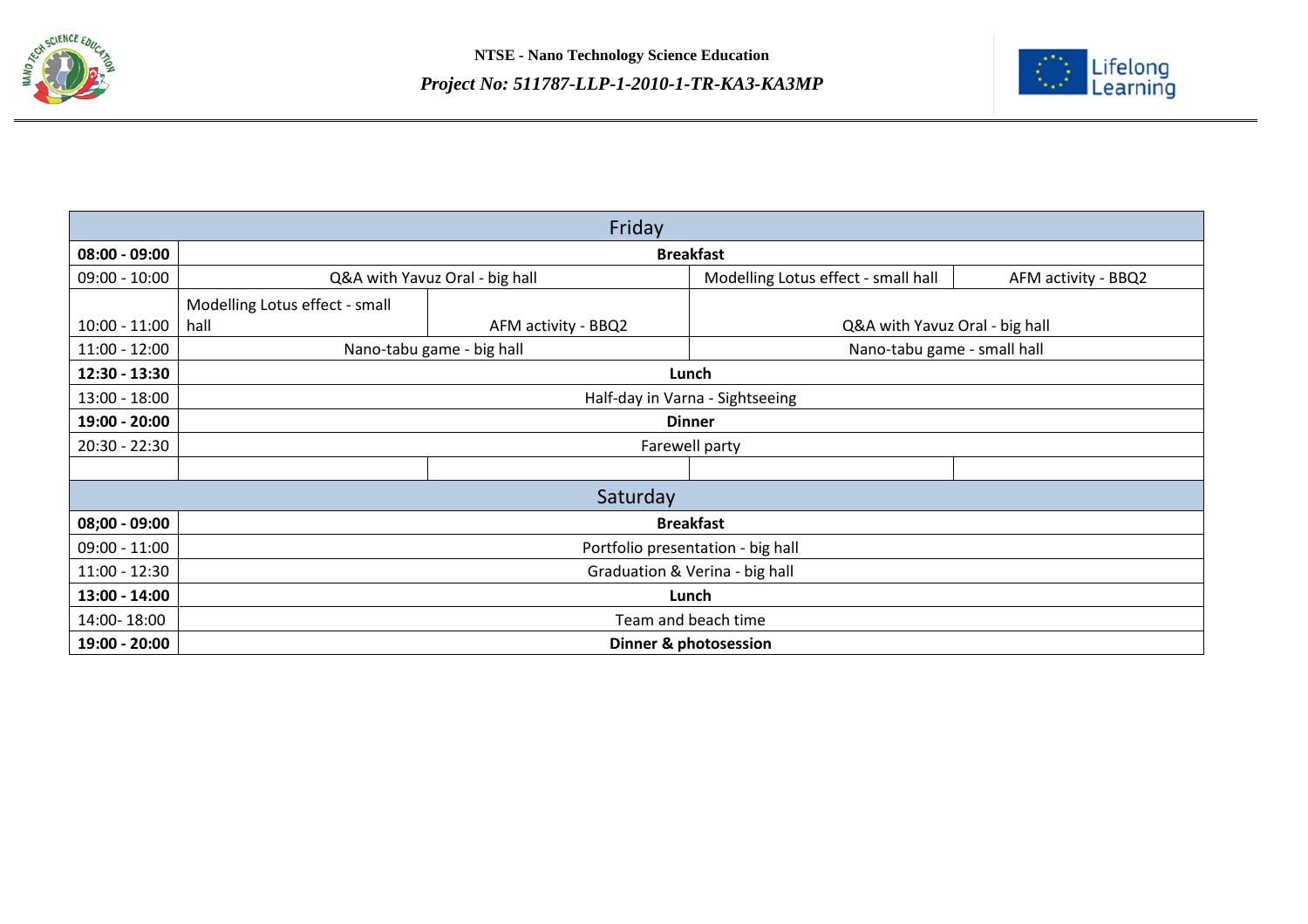| | | | | |
|---|---|---|---|---|
| **Friday** | | | | |
| **08:00 - 09:00** | **Breakfast** | | | |
| 09:00 - 10:00 | Q&A with Yavuz Oral - big hall | | Modelling Lotus effect - small hall | AFM activity - BBQ2 |
| 10:00 - 11:00 | Modelling Lotus effect - small hall | AFM activity - BBQ2 | Q&A with Yavuz Oral - big hall | |
| 11:00 - 12:00 | Nano-tabu game - big hall | | Nano-tabu game - small hall | |
| **12:30 - 13:30** | **Lunch** | | | |
| 13:00 - 18:00 | Half-day in Varna - Sightseeing | | | |
| **19:00 - 20:00** | **Dinner** | | | |
| 20:30 - 22:30 | Farewell party | | | |
| | | | | |
| **Saturday** | | | | |
| **08;00 - 09:00** | **Breakfast** | | | |
| 09:00 - 11:00 | Portfolio presentation - big hall | | | |
| 11:00 - 12:30 | Graduation & Verina - big hall | | | |
| **13:00 - 14:00** | **Lunch** | | | |
| 14:00- 18:00 | Team and beach time | | | |
| **19:00 - 20:00** | **Dinner & photosession** | | | |